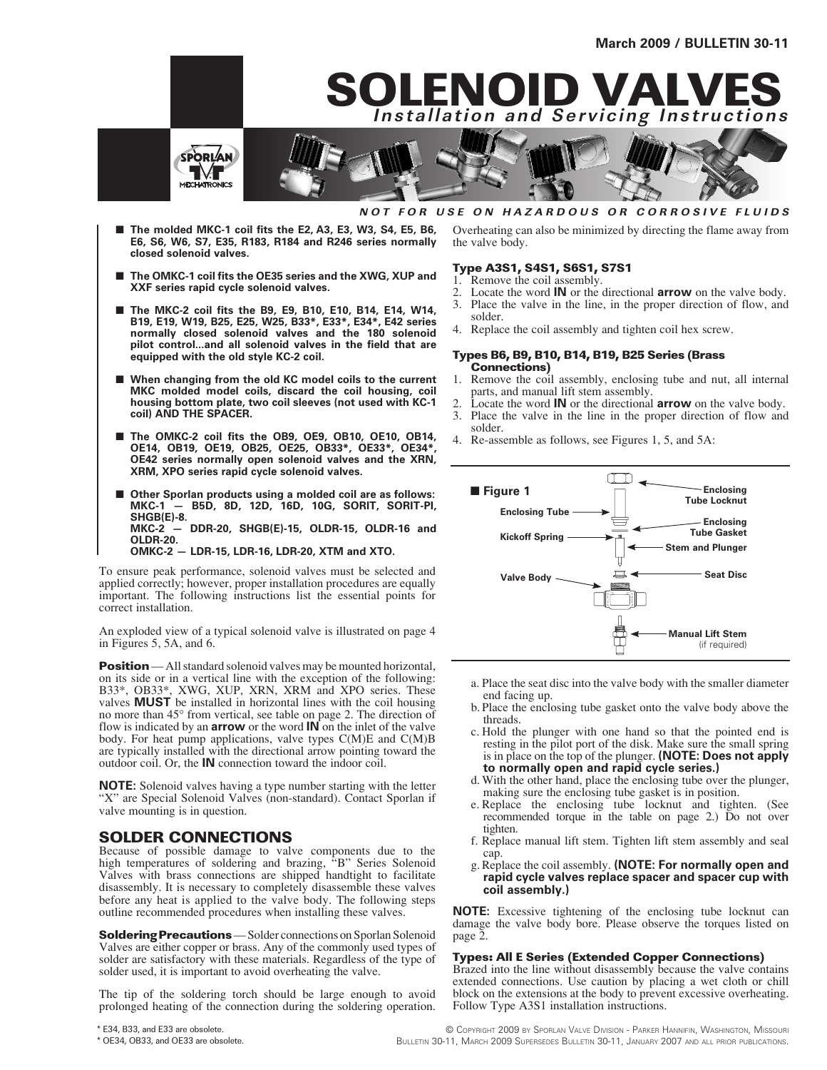March 2009 / BULLETIN 30-11

# SOLENOID VALVES

*Installation and Servicing Instructions*

***NOT FOR USE ON HAZARDOUS OR CORROSIVE FLUIDS***

- **The molded MKC-1 coil fits the E2, A3, E3, W3, S4, E5, B6, E6, S6, W6, S7, E35, R183, R184 and R246 series normally closed solenoid valves.**
- **The OMKC-1 coil fits the OE35 series and the XWG, XUP and XXF series rapid cycle solenoid valves.**
- **The MKC-2 coil fits the B9, E9, B10, E10, B14, E14, W14, B19, E19, W19, B25, E25, W25, B33*, E33*, E34*, E42 series normally closed solenoid valves and the 180 solenoid pilot control...and all solenoid valves in the field that are equipped with the old style KC-2 coil.**
- **When changing from the old KC model coils to the current MKC molded model coils, discard the coil housing, coil housing bottom plate, two coil sleeves (not used with KC-1 coil) AND THE SPACER.**
- **The OMKC-2 coil fits the OB9, OE9, OB10, OE10, OB14, OE14, OB19, OE19, OB25, OE25, OB33*, OE33*, OE34*, OE42 series normally open solenoid valves and the XRN, XRM, XPO series rapid cycle solenoid valves.**
- **Other Sporlan products using a molded coil are as follows: MKC-1 — B5D, 8D, 12D, 16D, 10G, SORIT, SORIT-PI, SHGB(E)-8. MKC-2 — DDR-20, SHGB(E)-15, OLDR-15, OLDR-16 and OLDR-20. OMKC-2 — LDR-15, LDR-16, LDR-20, XTM and XTO.**

To ensure peak performance, solenoid valves must be selected and applied correctly; however, proper installation procedures are equally important. The following instructions list the essential points for correct installation.

An exploded view of a typical solenoid valve is illustrated on page 4 in Figures 5, 5A, and 6.

**Position** — All standard solenoid valves may be mounted horizontal, on its side or in a vertical line with the exception of the following: B33*, OB33*, XWG, XUP, XRN, XRM and XPO series. These valves **MUST** be installed in horizontal lines with the coil housing no more than 45° from vertical, see table on page 2. The direction of flow is indicated by an **arrow** or the word **IN** on the inlet of the valve body. For heat pump applications, valve types C(M)E and C(M)B are typically installed with the directional arrow pointing toward the outdoor coil. Or, the **IN** connection toward the indoor coil.

**NOTE:** Solenoid valves having a type number starting with the letter "X" are Special Solenoid Valves (non-standard). Contact Sporlan if valve mounting is in question.

## SOLDER CONNECTIONS

Because of possible damage to valve components due to the high temperatures of soldering and brazing, "B" Series Solenoid Valves with brass connections are shipped handtight to facilitate disassembly. It is necessary to completely disassemble these valves before any heat is applied to the valve body. The following steps outline recommended procedures when installing these valves.

**Soldering Precautions** — Solder connections on Sporlan Solenoid Valves are either copper or brass. Any of the commonly used types of solder are satisfactory with these materials. Regardless of the type of solder used, it is important to avoid overheating the valve.

The tip of the soldering torch should be large enough to avoid prolonged heating of the connection during the soldering operation. Overheating can also be minimized by directing the flame away from the valve body.

### Type A3S1, S4S1, S6S1, S7S1

1. Remove the coil assembly.
2. Locate the word **IN** or the directional **arrow** on the valve body.
3. Place the valve in the line, in the proper direction of flow, and solder.
4. Replace the coil assembly and tighten coil hex screw.

### Types B6, B9, B10, B14, B19, B25 Series (Brass Connections)

1. Remove the coil assembly, enclosing tube and nut, all internal parts, and manual lift stem assembly.
2. Locate the word **IN** or the directional **arrow** on the valve body.
3. Place the valve in the line in the proper direction of flow and solder.
4. Re-assemble as follows, see Figures 1, 5, and 5A:

**Figure 1**

Enclosing Tube Locknut; Enclosing Tube; Enclosing Tube Gasket; Kickoff Spring; Stem and Plunger; Valve Body; Seat Disc; Manual Lift Stem (if required)

a. Place the seat disc into the valve body with the smaller diameter end facing up.
b. Place the enclosing tube gasket onto the valve body above the threads.
c. Hold the plunger with one hand so that the pointed end is resting in the pilot port of the disk. Make sure the small spring is in place on the top of the plunger. **(NOTE: Does not apply to normally open and rapid cycle series.)**
d. With the other hand, place the enclosing tube over the plunger, making sure the enclosing tube gasket is in position.
e. Replace the enclosing tube locknut and tighten. (See recommended torque in the table on page 2.) Do not over tighten.
f. Replace manual lift stem. Tighten lift stem assembly and seal cap.
g. Replace the coil assembly. **(NOTE: For normally open and rapid cycle valves replace spacer and spacer cup with coil assembly.)**

**NOTE:** Excessive tightening of the enclosing tube locknut can damage the valve body bore. Please observe the torques listed on page 2.

### Types: All E Series (Extended Copper Connections)

Brazed into the line without disassembly because the valve contains extended connections. Use caution by placing a wet cloth or chill block on the extensions at the body to prevent excessive overheating. Follow Type A3S1 installation instructions.

\* E34, B33, and E33 are obsolete.
\* OE34, OB33, and OE33 are obsolete.

© Copyright 2009 by Sporlan Valve Division - Parker Hannifin, Washington, Missouri
Bulletin 30-11, March 2009 supersedes Bulletin 30-11, January 2007 and all prior publications.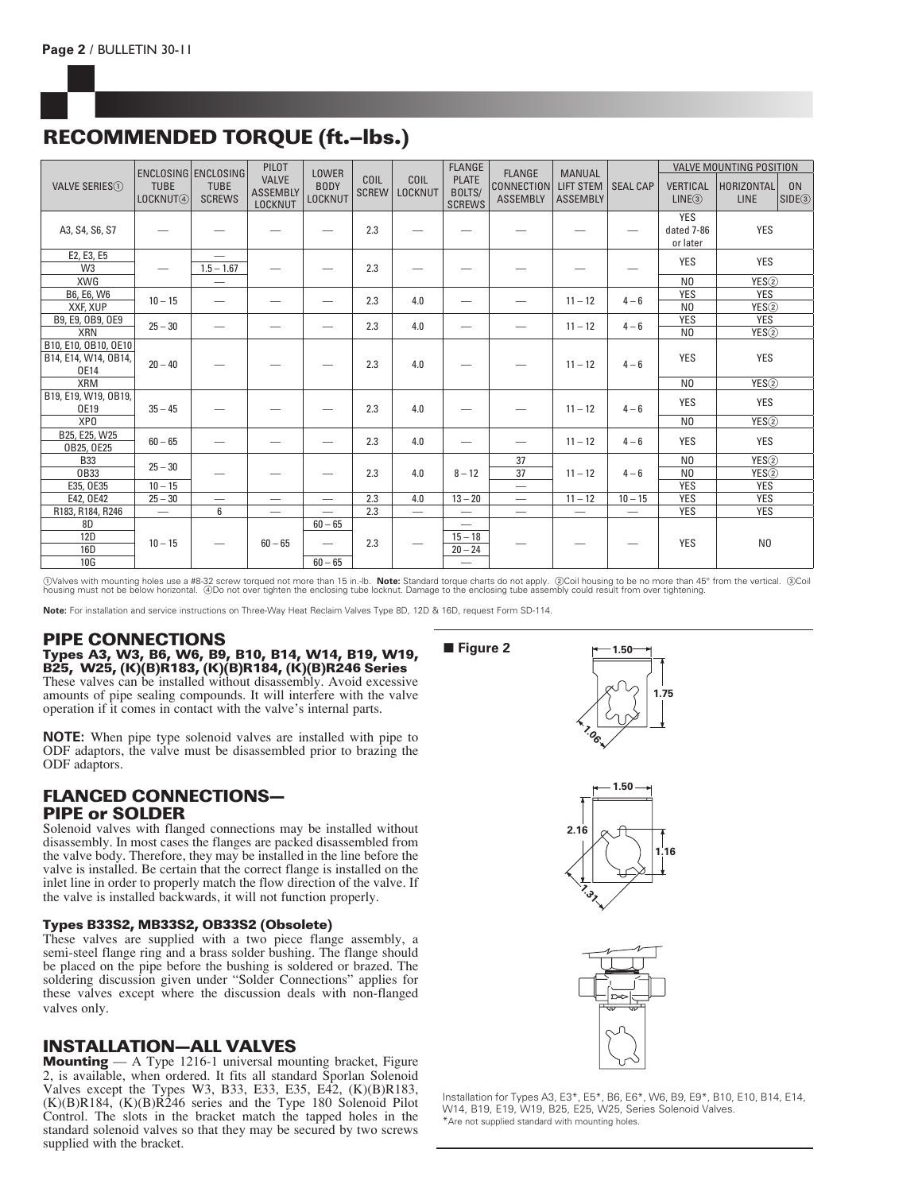# RECOMMENDED TORQUE (ft.–lbs.)

| VALVE SERIES① | ENCLOSING TUBE LOCKNUT④ | ENCLOSING TUBE SCREWS | PILOT VALVE ASSEMBLY LOCKNUT | LOWER BODY LOCKNUT | COIL SCREW | COIL LOCKNUT | FLANGE PLATE BOLTS/ SCREWS | FLANGE CONNECTION ASSEMBLY | MANUAL LIFT STEM ASSEMBLY | SEAL CAP | VALVE MOUNTING POSITION | | |
|---|---|---|---|---|---|---|---|---|---|---|---|---|---|
| | | | | | | | | | | | VERTICAL LINE③ | HORIZONTAL LINE | ON SIDE③ |
| A3, S4, S6, S7 | — | — | — | — | 2.3 | — | — | — | — | — | YES dated 7-86 or later | YES | |
| E2, E3, E5 | — | — | — | — | 2.3 | — | — | — | — | — | YES | YES | |
| W3 | | 1.5 – 1.67 | | | | | | | | | | | |
| XWG | | — | | | | | | | | | NO | YES② | |
| B6, E6, W6 | 10 – 15 | — | — | — | 2.3 | 4.0 | — | — | 11 – 12 | 4 – 6 | YES | YES | |
| XXF, XUP | | | | | | | | | | | NO | YES② | |
| B9, E9, OB9, OE9 | 25 – 30 | — | — | — | 2.3 | 4.0 | — | — | 11 – 12 | 4 – 6 | YES | YES | |
| XRN | | | | | | | | | | | NO | YES② | |
| B10, E10, OB10, OE10 B14, E14, W14, OB14, OE14 | 20 – 40 | — | — | — | 2.3 | 4.0 | — | — | 11 – 12 | 4 – 6 | YES | YES | |
| XRM | | | | | | | | | | | NO | YES② | |
| B19, E19, W19, OB19, OE19 | 35 – 45 | — | — | — | 2.3 | 4.0 | — | — | 11 – 12 | 4 – 6 | YES | YES | |
| XPO | | | | | | | | | | | NO | YES② | |
| B25, E25, W25 OB25, OE25 | 60 – 65 | — | — | — | 2.3 | 4.0 | — | — | 11 – 12 | 4 – 6 | YES | YES | |
| B33 | 25 – 30 | — | — | — | 2.3 | 4.0 | 8 – 12 | 37 | 11 – 12 | 4 – 6 | NO | YES② | |
| OB33 | | | | | | | | 37 | | | NO | YES② | |
| E35, OE35 | 10 – 15 | | | | | | | — | | | YES | YES | |
| E42, OE42 | 25 – 30 | — | — | — | 2.3 | 4.0 | 13 – 20 | — | 11 – 12 | 10 – 15 | YES | YES | |
| R183, R184, R246 | — | 6 | — | — | 2.3 | — | — | — | — | — | YES | YES | |
| 8D | 10 – 15 | — | 60 – 65 | 60 – 65 | 2.3 | — | — | — | — | — | YES | NO | |
| 12D | | | | — | | | 15 – 18 | | | | | | |
| 16D | | | | | | | 20 – 24 | | | | | | |
| 10G | | | | 60 – 65 | | | — | | | | | | |

①Valves with mounting holes use a #8-32 screw torqued not more than 15 in.-lb. **Note:** Standard torque charts do not apply. ②Coil housing to be no more than 45° from the vertical. ③Coil housing must not be below horizontal. ④Do not over tighten the enclosing tube locknut. Damage to the enclosing tube assembly could result from over tightening.

**Note:** For installation and service instructions on Three-Way Heat Reclaim Valves Type 8D, 12D & 16D, request Form SD-114.

## PIPE CONNECTIONS

### Types A3, W3, B6, W6, B9, B10, B14, W14, B19, W19, B25, W25, (K)(B)R183, (K)(B)R184, (K)(B)R246 Series

These valves can be installed without disassembly. Avoid excessive amounts of pipe sealing compounds. It will interfere with the valve operation if it comes in contact with the valve's internal parts.

**NOTE:** When pipe type solenoid valves are installed with pipe to ODF adaptors, the valve must be disassembled prior to brazing the ODF adaptors.

## FLANGED CONNECTIONS— PIPE or SOLDER

Solenoid valves with flanged connections may be installed without disassembly. In most cases the flanges are packed disassembled from the valve body. Therefore, they may be installed in the line before the valve is installed. Be certain that the correct flange is installed on the inlet line in order to properly match the flow direction of the valve. If the valve is installed backwards, it will not function properly.

### Types B33S2, MB33S2, OB33S2 (Obsolete)

These valves are supplied with a two piece flange assembly, a semi-steel flange ring and a brass solder bushing. The flange should be placed on the pipe before the bushing is soldered or brazed. The soldering discussion given under "Solder Connections" applies for these valves except where the discussion deals with non-flanged valves only.

## INSTALLATION—ALL VALVES

**Mounting** — A Type 1216-1 universal mounting bracket, Figure 2, is available, when ordered. It fits all standard Sporlan Solenoid Valves except the Types W3, B33, E33, E35, E42, (K)(B)R183, (K)(B)R184, (K)(B)R246 series and the Type 180 Solenoid Pilot Control. The slots in the bracket match the tapped holes in the standard solenoid valves so that they may be secured by two screws supplied with the bracket.

■ **Figure 2**

1.50 | 1.75 | 1.06

1.50 | 2.16 | 1.16 | 1.31

Installation for Types A3, E3*, E5*, B6, E6*, W6, B9, E9*, B10, E10, B14, E14, W14, B19, E19, W19, B25, E25, W25, Series Solenoid Valves.
*Are not supplied standard with mounting holes.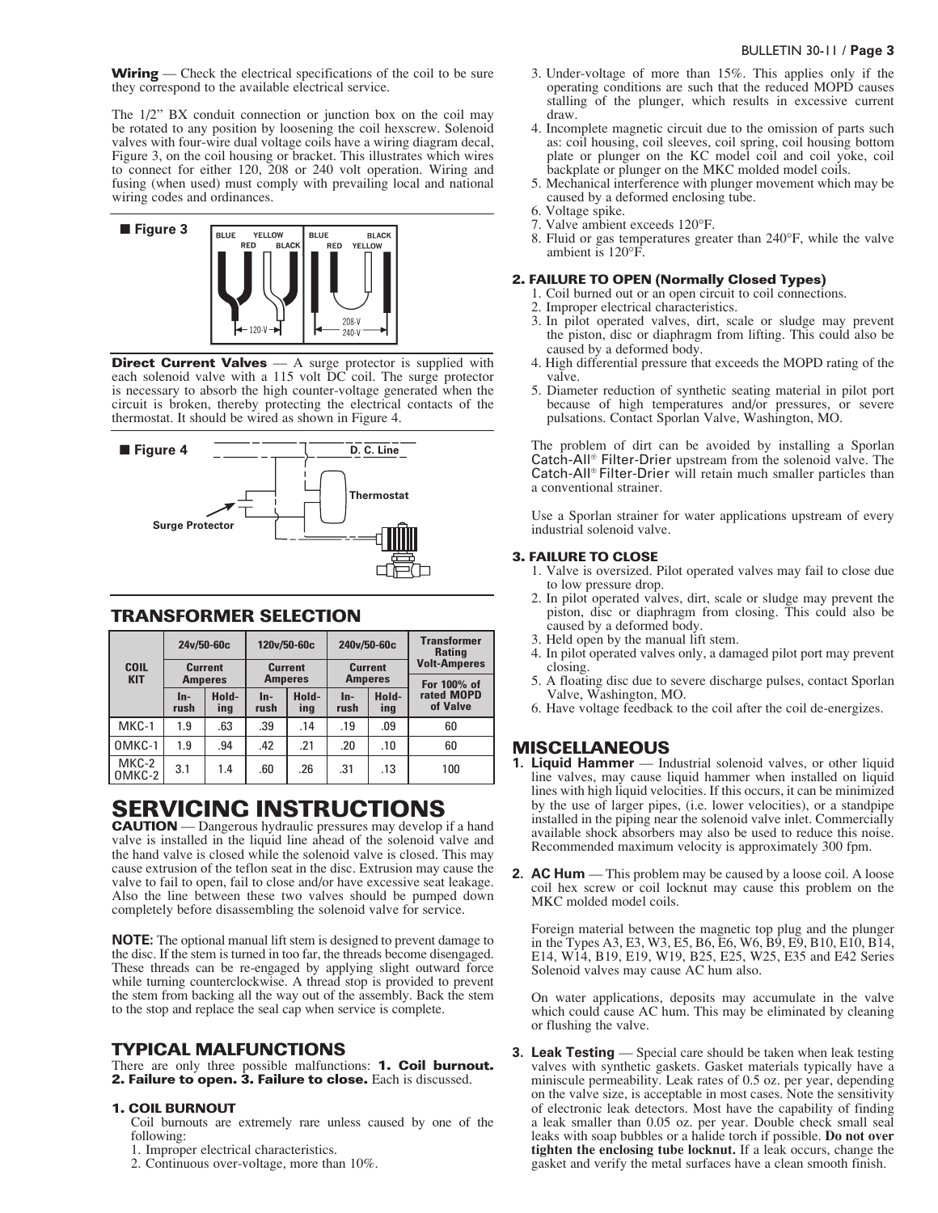**Wiring** — Check the electrical specifications of the coil to be sure they correspond to the available electrical service.

The 1/2" BX conduit connection or junction box on the coil may be rotated to any position by loosening the coil hexscrew. Solenoid valves with four-wire dual voltage coils have a wiring diagram decal, Figure 3, on the coil housing or bracket. This illustrates which wires to connect for either 120, 208 or 240 volt operation. Wiring and fusing (when used) must comply with prevailing local and national wiring codes and ordinances.

■ **Figure 3**

BLUE YELLOW RED BLACK — 120-V
BLUE BLACK RED YELLOW — 208-V 240-V

**Direct Current Valves** — A surge protector is supplied with each solenoid valve with a 115 volt DC coil. The surge protector is necessary to absorb the high counter-voltage generated when the circuit is broken, thereby protecting the electrical contacts of the thermostat. It should be wired as shown in Figure 4.

■ **Figure 4**

D. C. Line
Thermostat
Surge Protector

## TRANSFORMER SELECTION

| COIL KIT | 24v/50-60c | | 120v/50-60c | | 240v/50-60c | | Transformer Rating Volt-Amperes |
|---|---|---|---|---|---|---|---|
| | Current Amperes | | Current Amperes | | Current Amperes | | For 100% of rated MOPD of Valve |
| | In-rush | Hold-ing | In-rush | Hold-ing | In-rush | Hold-ing | |
| MKC-1 | 1.9 | .63 | .39 | .14 | .19 | .09 | 60 |
| OMKC-1 | 1.9 | .94 | .42 | .21 | .20 | .10 | 60 |
| MKC-2 OMKC-2 | 3.1 | 1.4 | .60 | .26 | .31 | .13 | 100 |

# SERVICING INSTRUCTIONS

**CAUTION** — Dangerous hydraulic pressures may develop if a hand valve is installed in the liquid line ahead of the solenoid valve and the hand valve is closed while the solenoid valve is closed. This may cause extrusion of the teflon seat in the disc. Extrusion may cause the valve to fail to open, fail to close and/or have excessive seat leakage. Also the line between these two valves should be pumped down completely before disassembling the solenoid valve for service.

**NOTE:** The optional manual lift stem is designed to prevent damage to the disc. If the stem is turned in too far, the threads become disengaged. These threads can be re-engaged by applying slight outward force while turning counterclockwise. A thread stop is provided to prevent the stem from backing all the way out of the assembly. Back the stem to the stop and replace the seal cap when service is complete.

## TYPICAL MALFUNCTIONS

There are only three possible malfunctions: **1. Coil burnout. 2. Failure to open. 3. Failure to close.** Each is discussed.

### 1. COIL BURNOUT

Coil burnouts are extremely rare unless caused by one of the following:

1. Improper electrical characteristics.
2. Continuous over-voltage, more than 10%.
3. Under-voltage of more than 15%. This applies only if the operating conditions are such that the reduced MOPD causes stalling of the plunger, which results in excessive current draw.
4. Incomplete magnetic circuit due to the omission of parts such as: coil housing, coil sleeves, coil spring, coil housing bottom plate or plunger on the KC model coil and coil yoke, coil backplate or plunger on the MKC molded model coils.
5. Mechanical interference with plunger movement which may be caused by a deformed enclosing tube.
6. Voltage spike.
7. Valve ambient exceeds 120°F.
8. Fluid or gas temperatures greater than 240°F, while the valve ambient is 120°F.

### 2. FAILURE TO OPEN (Normally Closed Types)

1. Coil burned out or an open circuit to coil connections.
2. Improper electrical characteristics.
3. In pilot operated valves, dirt, scale or sludge may prevent the piston, disc or diaphragm from lifting. This could also be caused by a deformed body.
4. High differential pressure that exceeds the MOPD rating of the valve.
5. Diameter reduction of synthetic seating material in pilot port because of high temperatures and/or pressures, or severe pulsations. Contact Sporlan Valve, Washington, MO.

The problem of dirt can be avoided by installing a Sporlan Catch-All® Filter-Drier upstream from the solenoid valve. The Catch-All® Filter-Drier will retain much smaller particles than a conventional strainer.

Use a Sporlan strainer for water applications upstream of every industrial solenoid valve.

### 3. FAILURE TO CLOSE

1. Valve is oversized. Pilot operated valves may fail to close due to low pressure drop.
2. In pilot operated valves, dirt, scale or sludge may prevent the piston, disc or diaphragm from closing. This could also be caused by a deformed body.
3. Held open by the manual lift stem.
4. In pilot operated valves only, a damaged pilot port may prevent closing.
5. A floating disc due to severe discharge pulses, contact Sporlan Valve, Washington, MO.
6. Have voltage feedback to the coil after the coil de-energizes.

## MISCELLANEOUS

**1. Liquid Hammer** — Industrial solenoid valves, or other liquid line valves, may cause liquid hammer when installed on liquid lines with high liquid velocities. If this occurs, it can be minimized by the use of larger pipes, (i.e. lower velocities), or a standpipe installed in the piping near the solenoid valve inlet. Commercially available shock absorbers may also be used to reduce this noise. Recommended maximum velocity is approximately 300 fpm.

**2. AC Hum** — This problem may be caused by a loose coil. A loose coil hex screw or coil locknut may cause this problem on the MKC molded model coils.

Foreign material between the magnetic top plug and the plunger in the Types A3, E3, W3, E5, B6, E6, W6, B9, E9, B10, E10, B14, E14, W14, B19, E19, W19, B25, E25, W25, E35 and E42 Series Solenoid valves may cause AC hum also.

On water applications, deposits may accumulate in the valve which could cause AC hum. This may be eliminated by cleaning or flushing the valve.

**3. Leak Testing** — Special care should be taken when leak testing valves with synthetic gaskets. Gasket materials typically have a miniscule permeability. Leak rates of 0.5 oz. per year, depending on the valve size, is acceptable in most cases. Note the sensitivity of electronic leak detectors. Most have the capability of finding a leak smaller than 0.05 oz. per year. Double check small seal leaks with soap bubbles or a halide torch if possible. **Do not over tighten the enclosing tube locknut.** If a leak occurs, change the gasket and verify the metal surfaces have a clean smooth finish.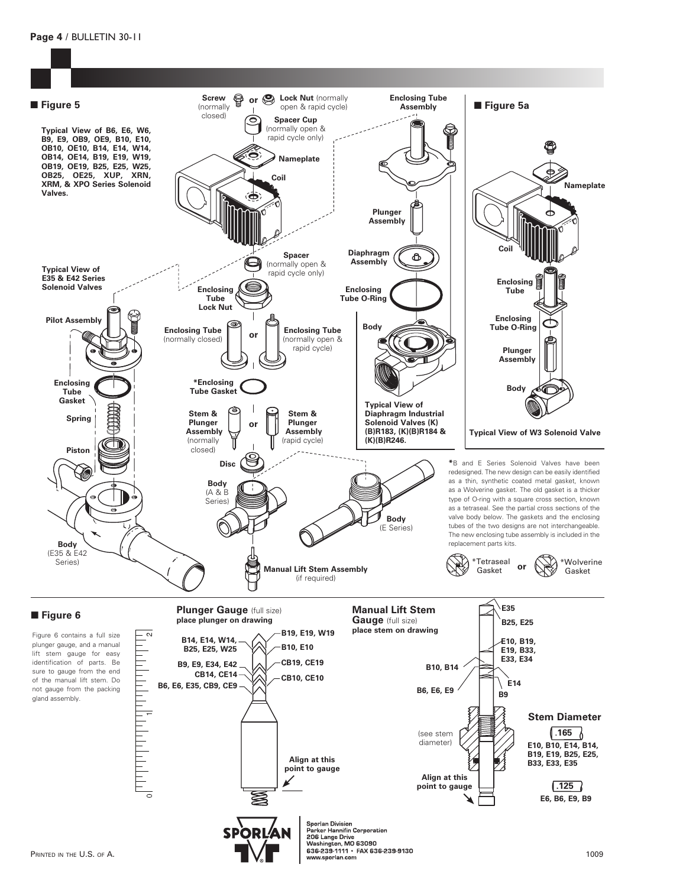## ■ Figure 5

**Typical View of B6, E6, W6, B9, E9, OB9, OE9, B10, E10, OB10, OE10, B14, E14, W14, OB14, OE14, B19, E19, W19, OB19, OE19, B25, E25, W25, OB25, OE25, XUP, XRN, XRM, & XPO Series Solenoid Valves.**

**Screw** (normally closed) **or** **Lock Nut** (normally open & rapid cycle)

**Spacer Cup** (normally open & rapid cycle only)

**Nameplate**

**Coil**

**Spacer** (normally open & rapid cycle only)

**Enclosing Tube Lock Nut**

**Enclosing Tube** (normally closed) **or** **Enclosing Tube** (normally open & rapid cycle)

***Enclosing Tube Gasket**

**Stem & Plunger Assembly** (normally closed) **or** **Stem & Plunger Assembly** (rapid cycle)

**Disc**

**Body** (A & B Series)

**Body** (E Series)

**Manual Lift Stem Assembly** (if required)

**Typical View of E35 & E42 Series Solenoid Valves**

**Pilot Assembly**

**Enclosing Tube Gasket**

**Spring**

**Piston**

**Body** (E35 & E42 Series)

**Enclosing Tube Assembly**

**Plunger Assembly**

**Diaphragm Assembly**

**Enclosing Tube O-Ring**

**Body**

**Typical View of Diaphragm Industrial Solenoid Valves (K)(B)R183, (K)(B)R184 & (K)(B)R246.**

## ■ Figure 5a

**Nameplate**

**Coil**

**Enclosing Tube**

**Enclosing Tube O-Ring**

**Plunger Assembly**

**Body**

**Typical View of W3 Solenoid Valve**

*B and E Series Solenoid Valves have been redesigned. The new design can be easily identified as a thin, synthetic coated metal gasket, known as a Wolverine gasket. The old gasket is a thicker type of O-ring with a square cross section, known as a tetraseal. See the partial cross sections of the valve body below. The gaskets and the enclosing tubes of the two designs are not interchangeable. The new enclosing tube assembly is included in the replacement parts kits.

*Tetraseal Gasket **or** *Wolverine Gasket

## ■ Figure 6

Figure 6 contains a full size plunger gauge, and a manual lift stem gauge for easy identification of parts. Be sure to gauge from the end of the manual lift stem. Do not gauge from the packing gland assembly.

**Plunger Gauge** (full size)
**place plunger on drawing**

2
1
0

B19, E19, W19
B14, E14, W14, B25, E25, W25
B10, E10
B9, E9, E34, E42
CB19, CE19
CB14, CE14
CB10, CE10
B6, E6, E35, CB9, CE9

**Align at this point to gauge**

**Manual Lift Stem Gauge** (full size)
**place stem on drawing**

E35
B25, E25
E10, B19, E19, B33, E33, E34
B10, B14
E14
B6, E6, E9
B9

(see stem diameter)

**Align at this point to gauge**

**Stem Diameter**

**.165**
**E10, B10, E14, B14, B19, E19, B25, E25, B33, E33, E35**

**.125**
**E6, B6, E9, B9**

Sporlan Division
Parker Hannifin Corporation
206 Lange Drive
Washington, MO 63090
636-239-1111 • FAX 636-239-9130
www.sporlan.com

PRINTED IN THE U.S. OF A.

1009